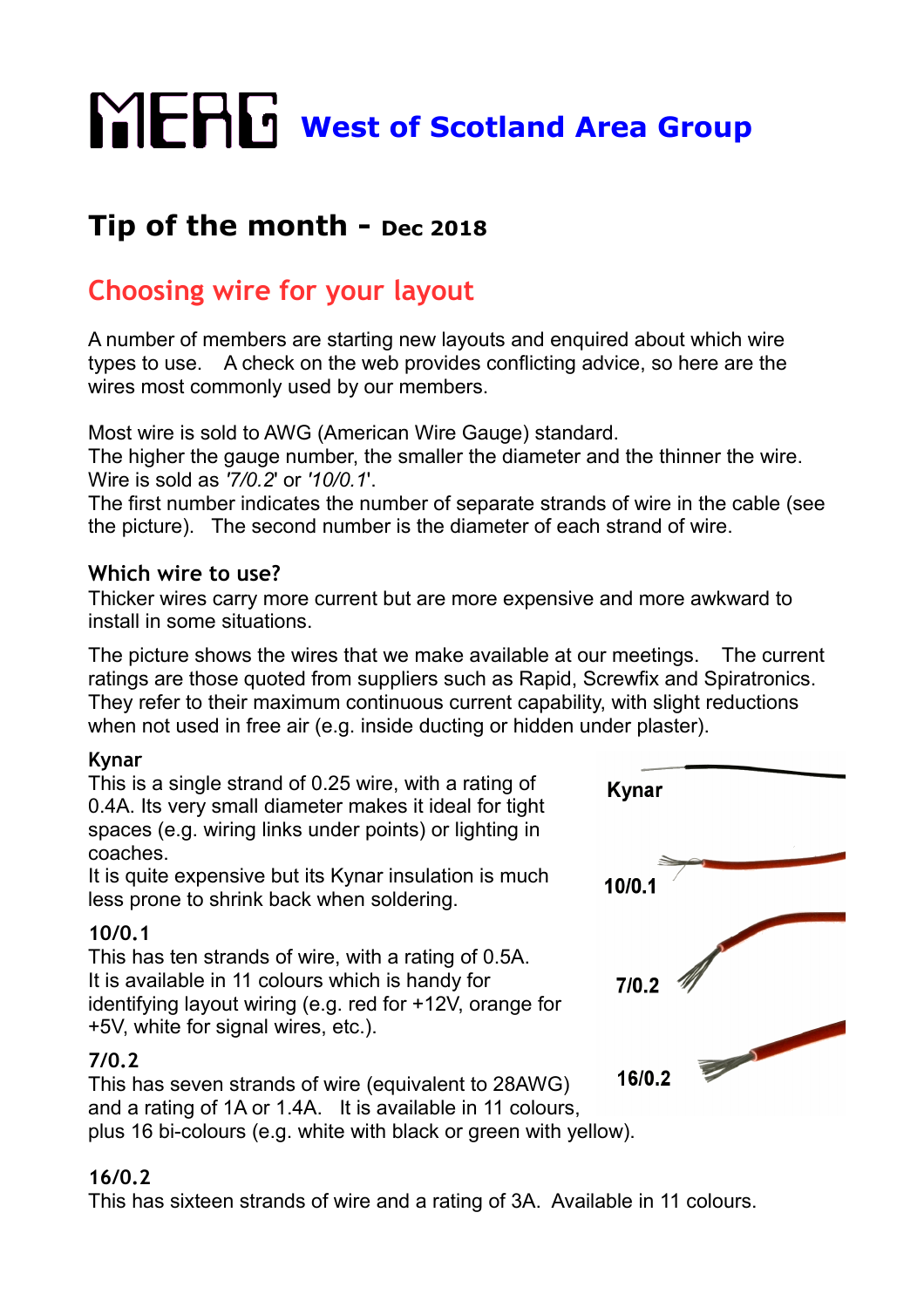# MERG West of Scotland Area Group

## Tip of the month - Dec 2018

## Choosing wire for your layout

A number of members are starting new layouts and enquired about which wire types to use. A check on the web provides conflicting advice, so here are the wires most commonly used by our members.

Most wire is sold to AWG (American Wire Gauge) standard.
The higher the gauge number, the smaller the diameter and the thinner the wire.
Wire is sold as *'7/0.2'* or *'10/0.1'*.
The first number indicates the number of separate strands of wire in the cable (see the picture). The second number is the diameter of each strand of wire.

### Which wire to use?

Thicker wires carry more current but are more expensive and more awkward to install in some situations.

The picture shows the wires that we make available at our meetings. The current ratings are those quoted from suppliers such as Rapid, Screwfix and Spiratronics. They refer to their maximum continuous current capability, with slight reductions when not used in free air (e.g. inside ducting or hidden under plaster).

### Kynar

This is a single strand of 0.25 wire, with a rating of 0.4A. Its very small diameter makes it ideal for tight spaces (e.g. wiring links under points) or lighting in coaches.
It is quite expensive but its Kynar insulation is much less prone to shrink back when soldering.

### 10/0.1

This has ten strands of wire, with a rating of 0.5A.
It is available in 11 colours which is handy for identifying layout wiring (e.g. red for +12V, orange for +5V, white for signal wires, etc.).

### 7/0.2

This has seven strands of wire (equivalent to 28AWG) and a rating of 1A or 1.4A. It is available in 11 colours, plus 16 bi-colours (e.g. white with black or green with yellow).

Kynar

10/0.1

7/0.2

16/0.2

### 16/0.2

This has sixteen strands of wire and a rating of 3A. Available in 11 colours.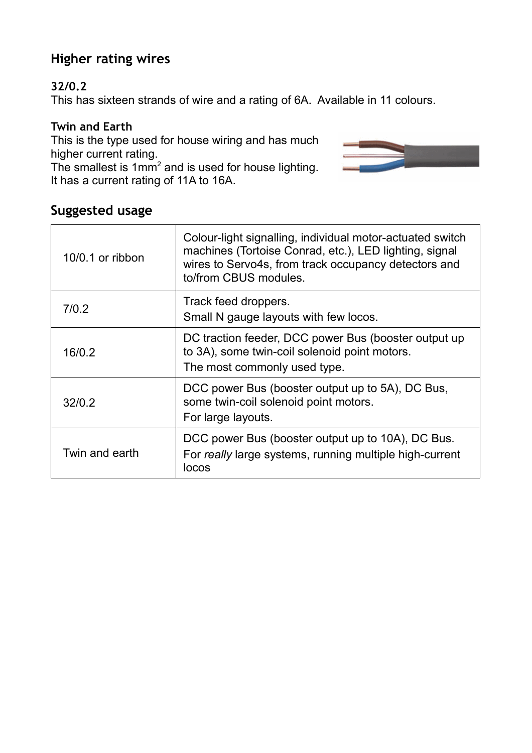## Higher rating wires

**32/0.2**

This has sixteen strands of wire and a rating of 6A. Available in 11 colours.

**Twin and Earth**

This is the type used for house wiring and has much higher current rating.
The smallest is 1mm$^2$ and is used for house lighting.
It has a current rating of 11A to 16A.

## Suggested usage

| | |
|---|---|
| 10/0.1 or ribbon | Colour-light signalling, individual motor-actuated switch machines (Tortoise Conrad, etc.), LED lighting, signal wires to Servo4s, from track occupancy detectors and to/from CBUS modules. |
| 7/0.2 | Track feed droppers.<br>Small N gauge layouts with few locos. |
| 16/0.2 | DC traction feeder, DCC power Bus (booster output up to 3A), some twin-coil solenoid point motors.<br>The most commonly used type. |
| 32/0.2 | DCC power Bus (booster output up to 5A), DC Bus, some twin-coil solenoid point motors.<br>For large layouts. |
| Twin and earth | DCC power Bus (booster output up to 10A), DC Bus.<br>For *really* large systems, running multiple high-current locos |